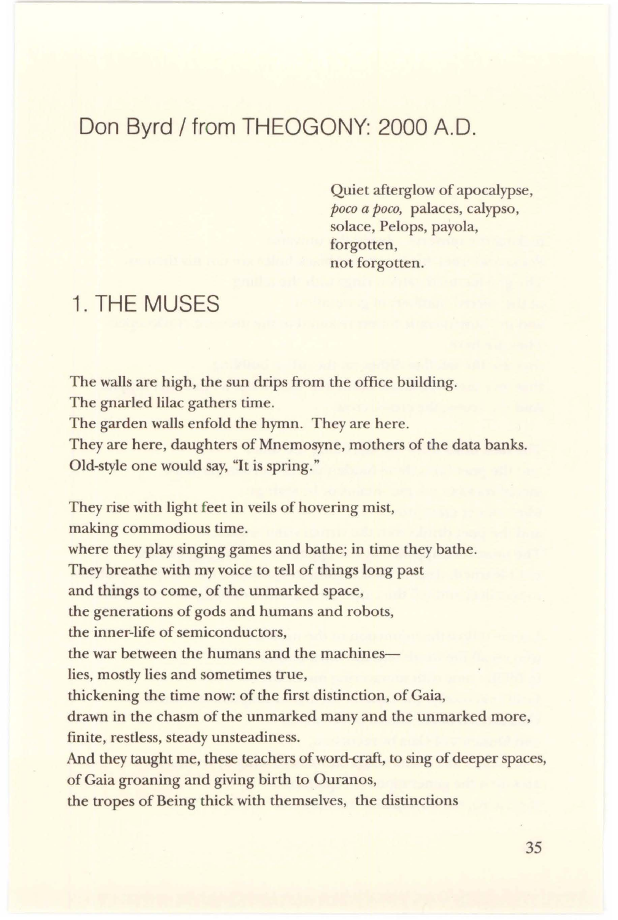# Don Byrd / from THEOGONY: 2000 A.D.

Quiet afterglow of apocalypse,  
*poco a poco,* palaces, calypso,  
solace, Pelops, payola,  
forgotten,  
not forgotten.

## 1. THE MUSES

The walls are high, the sun drips from the office building.  
The gnarled lilac gathers time.  
The garden walls enfold the hymn. They are here.  
They are here, daughters of Mnemosyne, mothers of the data banks.  
Old-style one would say, "It is spring."

They rise with light feet in veils of hovering mist,  
making commodious time.  
where they play singing games and bathe; in time they bathe.  
They breathe with my voice to tell of things long past  
and things to come, of the unmarked space,  
the generations of gods and humans and robots,  
the inner-life of semiconductors,  
the war between the humans and the machines—  
lies, mostly lies and sometimes true,  
thickening the time now: of the first distinction, of Gaia,  
drawn in the chasm of the unmarked many and the unmarked more,  
finite, restless, steady unsteadiness.  
And they taught me, these teachers of word-craft, to sing of deeper spaces,  
of Gaia groaning and giving birth to Ouranos,  
the tropes of Being thick with themselves, the distinctions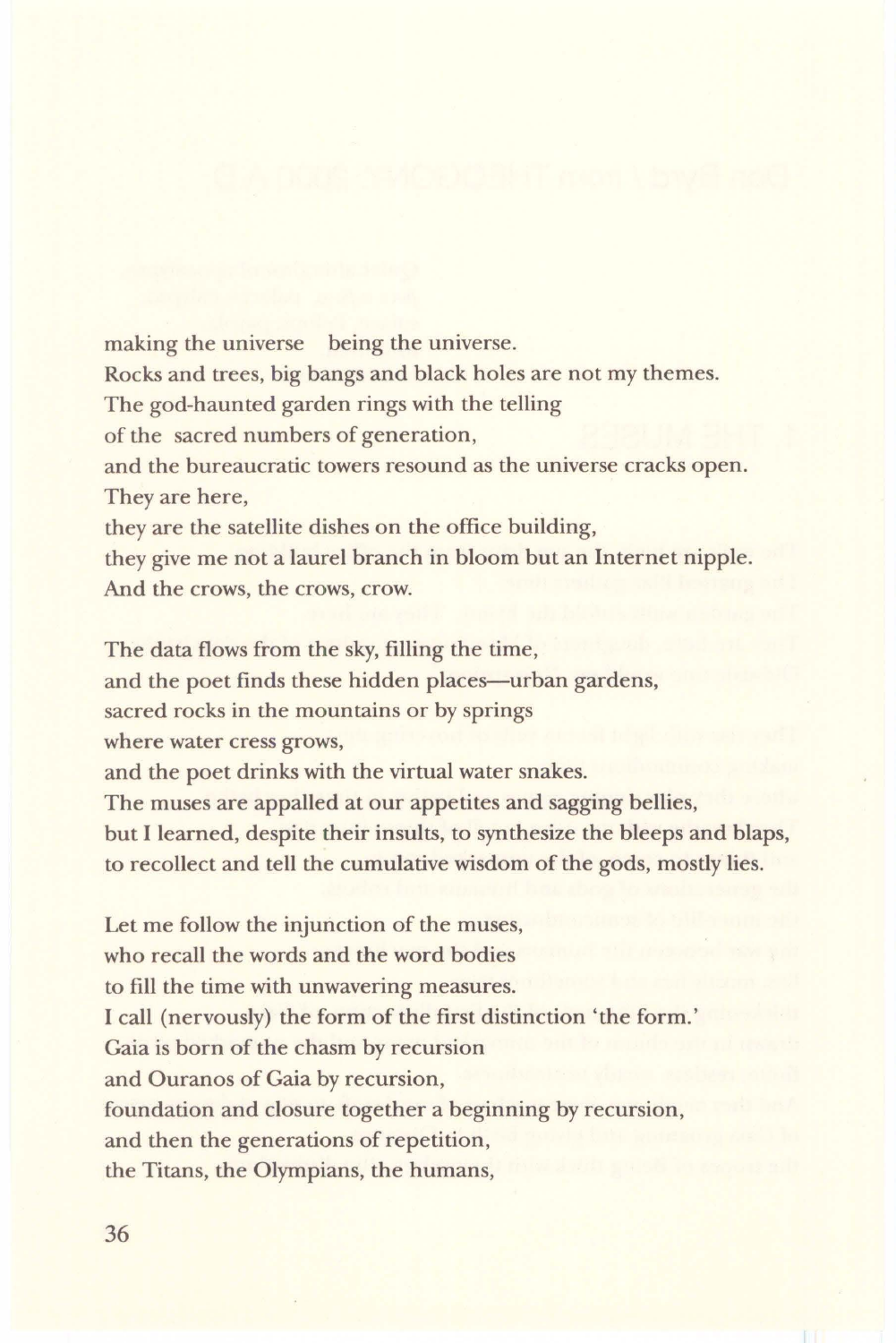making the universe    being the universe.
Rocks and trees, big bangs and black holes are not my themes.
The god-haunted garden rings with the telling
of the sacred numbers of generation,
and the bureaucratic towers resound as the universe cracks open.
They are here,
they are the satellite dishes on the office building,
they give me not a laurel branch in bloom but an Internet nipple.
And the crows, the crows, crow.

The data flows from the sky, filling the time,
and the poet finds these hidden places—urban gardens,
sacred rocks in the mountains or by springs
where water cress grows,
and the poet drinks with the virtual water snakes.
The muses are appalled at our appetites and sagging bellies,
but I learned, despite their insults, to synthesize the bleeps and blaps,
to recollect and tell the cumulative wisdom of the gods, mostly lies.

Let me follow the injunction of the muses,
who recall the words and the word bodies
to fill the time with unwavering measures.
I call (nervously) the form of the first distinction 'the form.'
Gaia is born of the chasm by recursion
and Ouranos of Gaia by recursion,
foundation and closure together a beginning by recursion,
and then the generations of repetition,
the Titans, the Olympians, the humans,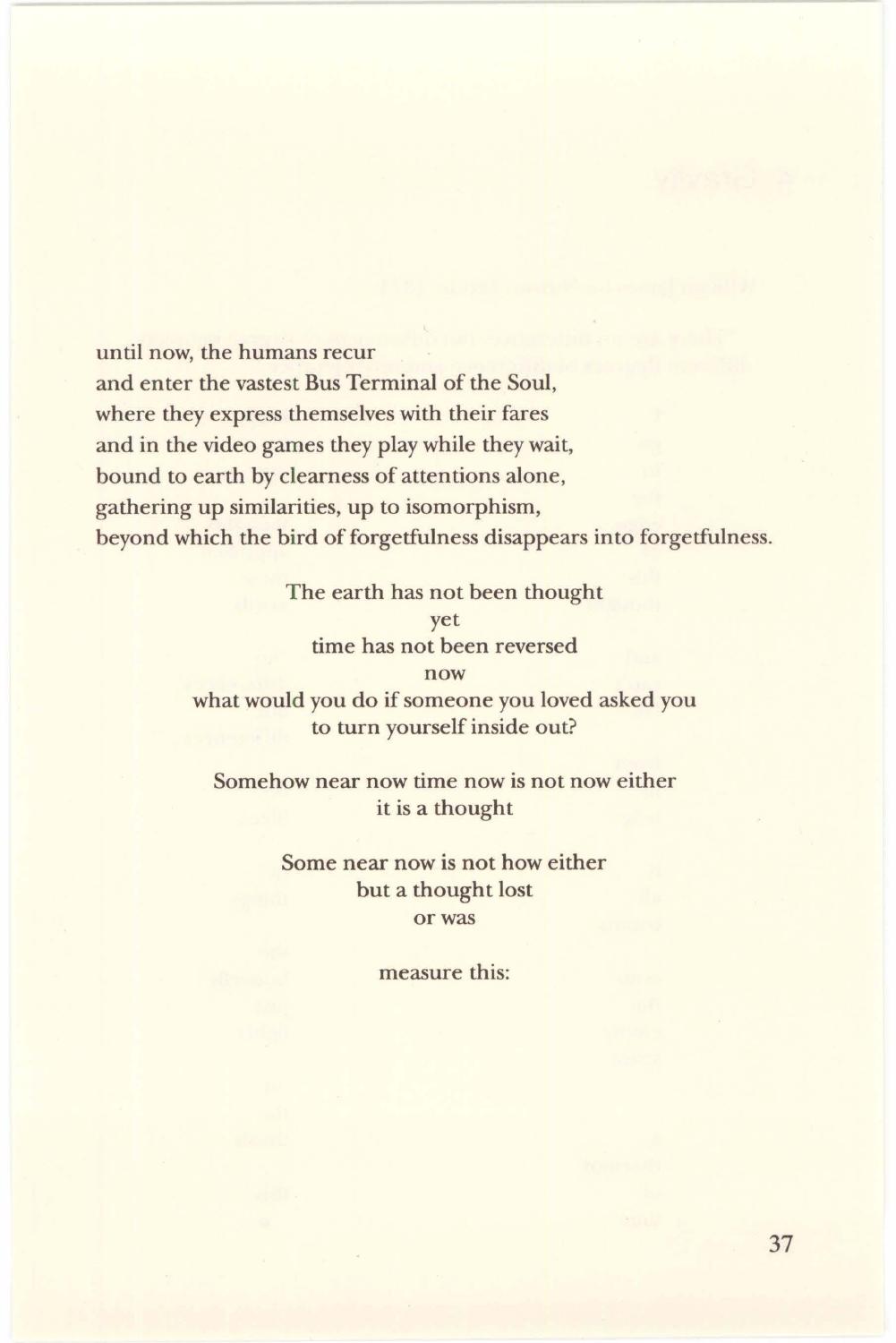until now, the humans recur
and enter the vastest Bus Terminal of the Soul,
where they express themselves with their fares
and in the video games they play while they wait,
bound to earth by clearness of attentions alone,
gathering up similarities, up to isomorphism,
beyond which the bird of forgetfulness disappears into forgetfulness.

The earth has not been thought
yet
time has not been reversed
now
what would you do if someone you loved asked you
to turn yourself inside out?

Somehow near now time now is not now either
it is a thought

Some near now is not how either
but a thought lost
or was

measure this: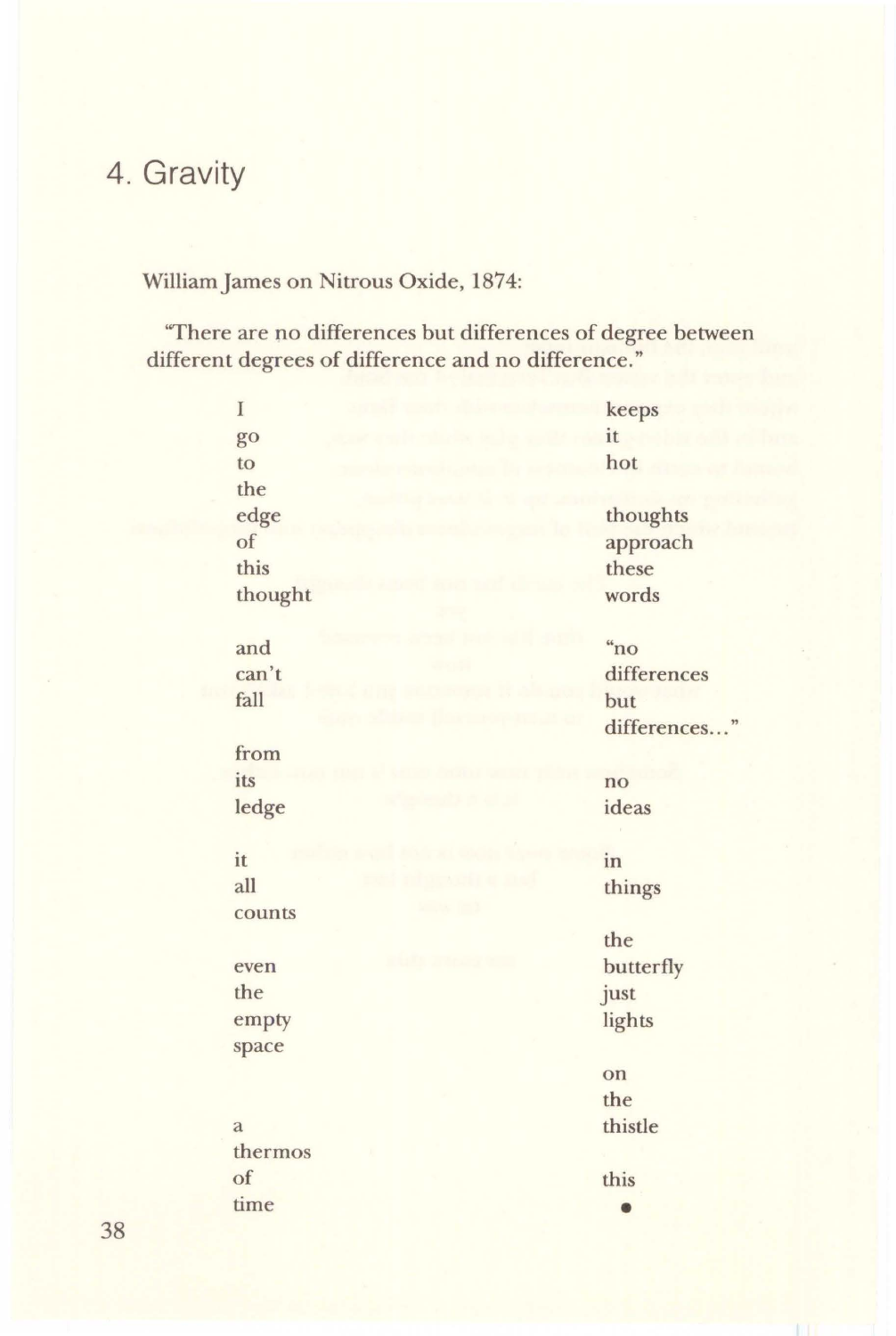## 4. Gravity

William James on Nitrous Oxide, 1874:

"There are no differences but differences of degree between different degrees of difference and no difference."

I
go
to
the
edge
of
this
thought

and
can't
fall

from
its
ledge

it
all
counts

even
the
empty
space

a
thermos
of
time

keeps
it
hot

thoughts
approach
these
words

"no
differences
but
differences..."

no
ideas

in
things

the
butterfly
just
lights

on
the
thistle

this
•